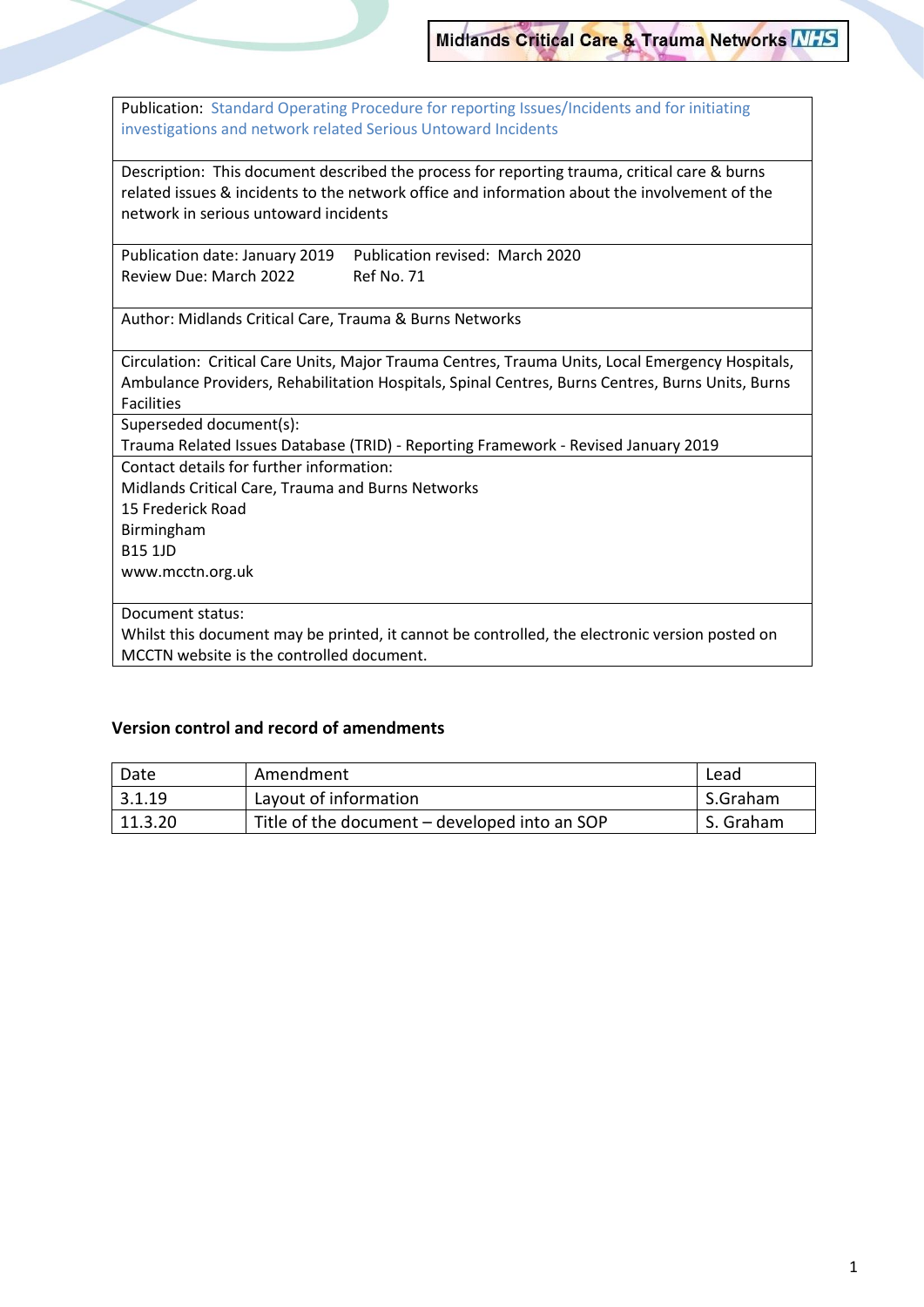| | |
|---|---|
| Publication: Standard Operating Procedure for reporting Issues/Incidents and for initiating investigations and network related Serious Untoward Incidents | |
| Description: This document described the process for reporting trauma, critical care & burns related issues & incidents to the network office and information about the involvement of the network in serious untoward incidents | |
| Publication date: January 2019<br>Review Due: March 2022 | Publication revised: March 2020<br>Ref No. 71 |
| Author: Midlands Critical Care, Trauma & Burns Networks | |
| Circulation: Critical Care Units, Major Trauma Centres, Trauma Units, Local Emergency Hospitals, Ambulance Providers, Rehabilitation Hospitals, Spinal Centres, Burns Centres, Burns Units, Burns Facilities | |
| Superseded document(s):<br>Trauma Related Issues Database (TRID) - Reporting Framework - Revised January 2019 | |
| Contact details for further information:<br>Midlands Critical Care, Trauma and Burns Networks<br>15 Frederick Road<br>Birmingham<br>B15 1JD<br>www.mcctn.org.uk | |
| Document status:<br>Whilst this document may be printed, it cannot be controlled, the electronic version posted on MCCTN website is the controlled document. | |

**Version control and record of amendments**

| Date | Amendment | Lead |
|---|---|---|
| 3.1.19 | Layout of information | S.Graham |
| 11.3.20 | Title of the document – developed into an SOP | S. Graham |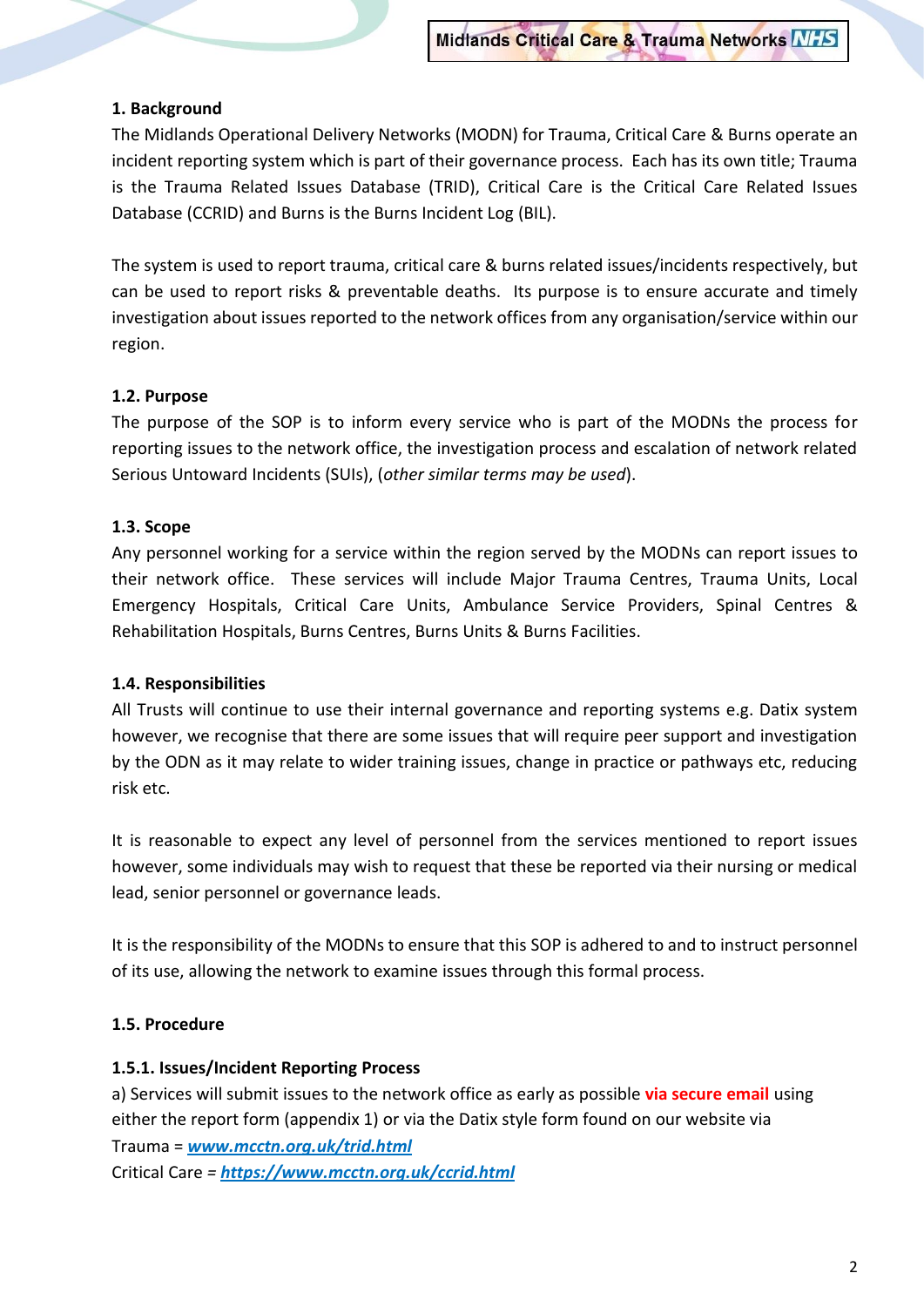## 1. Background

The Midlands Operational Delivery Networks (MODN) for Trauma, Critical Care & Burns operate an incident reporting system which is part of their governance process. Each has its own title; Trauma is the Trauma Related Issues Database (TRID), Critical Care is the Critical Care Related Issues Database (CCRID) and Burns is the Burns Incident Log (BIL).

The system is used to report trauma, critical care & burns related issues/incidents respectively, but can be used to report risks & preventable deaths. Its purpose is to ensure accurate and timely investigation about issues reported to the network offices from any organisation/service within our region.

### 1.2. Purpose

The purpose of the SOP is to inform every service who is part of the MODNs the process for reporting issues to the network office, the investigation process and escalation of network related Serious Untoward Incidents (SUIs), (*other similar terms may be used*).

### 1.3. Scope

Any personnel working for a service within the region served by the MODNs can report issues to their network office. These services will include Major Trauma Centres, Trauma Units, Local Emergency Hospitals, Critical Care Units, Ambulance Service Providers, Spinal Centres & Rehabilitation Hospitals, Burns Centres, Burns Units & Burns Facilities.

### 1.4. Responsibilities

All Trusts will continue to use their internal governance and reporting systems e.g. Datix system however, we recognise that there are some issues that will require peer support and investigation by the ODN as it may relate to wider training issues, change in practice or pathways etc, reducing risk etc.

It is reasonable to expect any level of personnel from the services mentioned to report issues however, some individuals may wish to request that these be reported via their nursing or medical lead, senior personnel or governance leads.

It is the responsibility of the MODNs to ensure that this SOP is adhered to and to instruct personnel of its use, allowing the network to examine issues through this formal process.

### 1.5. Procedure

#### 1.5.1. Issues/Incident Reporting Process

a) Services will submit issues to the network office as early as possible **via secure email** using either the report form (appendix 1) or via the Datix style form found on our website via
Trauma = ***www.mcctn.org.uk/trid.html***
Critical Care = ***https://www.mcctn.org.uk/ccrid.html***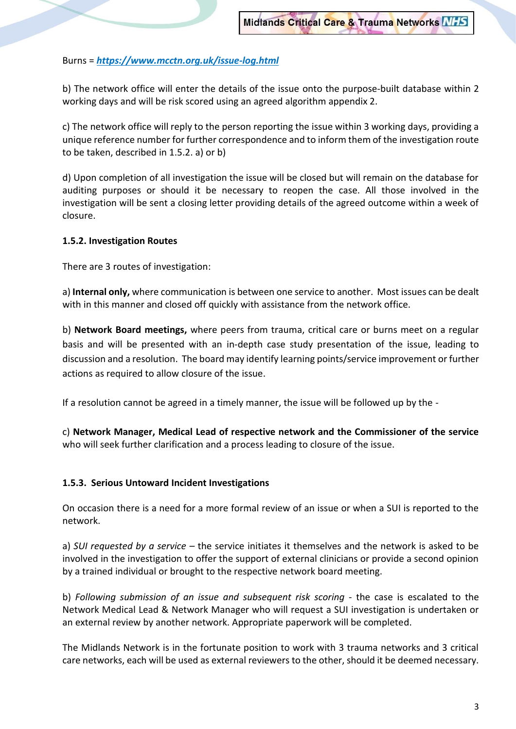Burns = ***[https://www.mcctn.org.uk/issue-log.html](https://www.mcctn.org.uk/issue-log.html)***

b) The network office will enter the details of the issue onto the purpose-built database within 2 working days and will be risk scored using an agreed algorithm appendix 2.

c) The network office will reply to the person reporting the issue within 3 working days, providing a unique reference number for further correspondence and to inform them of the investigation route to be taken, described in 1.5.2. a) or b)

d) Upon completion of all investigation the issue will be closed but will remain on the database for auditing purposes or should it be necessary to reopen the case. All those involved in the investigation will be sent a closing letter providing details of the agreed outcome within a week of closure.

#### 1.5.2. Investigation Routes

There are 3 routes of investigation:

a) **Internal only,** where communication is between one service to another. Most issues can be dealt with in this manner and closed off quickly with assistance from the network office.

b) **Network Board meetings,** where peers from trauma, critical care or burns meet on a regular basis and will be presented with an in-depth case study presentation of the issue, leading to discussion and a resolution. The board may identify learning points/service improvement or further actions as required to allow closure of the issue.

If a resolution cannot be agreed in a timely manner, the issue will be followed up by the -

c) **Network Manager, Medical Lead of respective network and the Commissioner of the service** who will seek further clarification and a process leading to closure of the issue.

#### 1.5.3. Serious Untoward Incident Investigations

On occasion there is a need for a more formal review of an issue or when a SUI is reported to the network.

a) *SUI requested by a service* – the service initiates it themselves and the network is asked to be involved in the investigation to offer the support of external clinicians or provide a second opinion by a trained individual or brought to the respective network board meeting.

b) *Following submission of an issue and subsequent risk scoring* - the case is escalated to the Network Medical Lead & Network Manager who will request a SUI investigation is undertaken or an external review by another network. Appropriate paperwork will be completed.

The Midlands Network is in the fortunate position to work with 3 trauma networks and 3 critical care networks, each will be used as external reviewers to the other, should it be deemed necessary.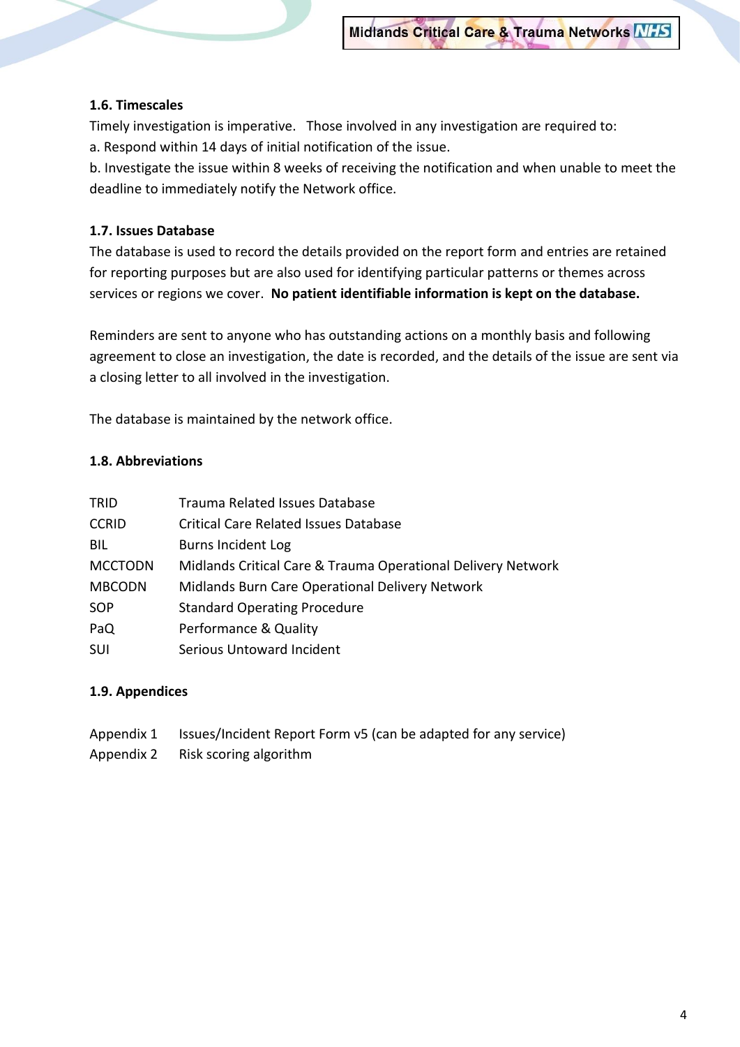### 1.6. Timescales

Timely investigation is imperative. Those involved in any investigation are required to:

a. Respond within 14 days of initial notification of the issue.

b. Investigate the issue within 8 weeks of receiving the notification and when unable to meet the deadline to immediately notify the Network office.

### 1.7. Issues Database

The database is used to record the details provided on the report form and entries are retained for reporting purposes but are also used for identifying particular patterns or themes across services or regions we cover. **No patient identifiable information is kept on the database.**

Reminders are sent to anyone who has outstanding actions on a monthly basis and following agreement to close an investigation, the date is recorded, and the details of the issue are sent via a closing letter to all involved in the investigation.

The database is maintained by the network office.

### 1.8. Abbreviations

| | |
|---|---|
| TRID | Trauma Related Issues Database |
| CCRID | Critical Care Related Issues Database |
| BIL | Burns Incident Log |
| MCCTODN | Midlands Critical Care & Trauma Operational Delivery Network |
| MBCODN | Midlands Burn Care Operational Delivery Network |
| SOP | Standard Operating Procedure |
| PaQ | Performance & Quality |
| SUI | Serious Untoward Incident |

### 1.9. Appendices

| | |
|---|---|
| Appendix 1 | Issues/Incident Report Form v5 (can be adapted for any service) |
| Appendix 2 | Risk scoring algorithm |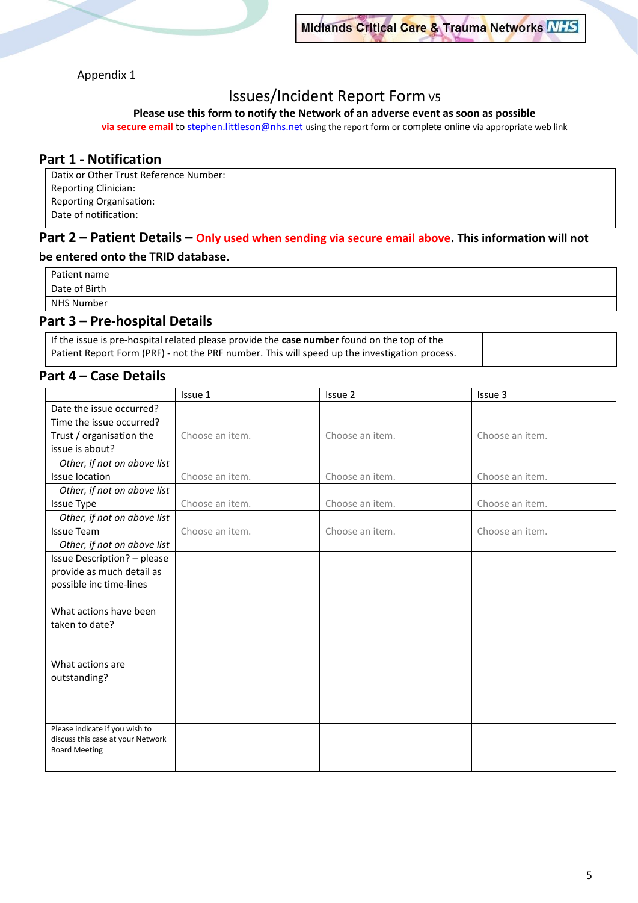Appendix 1

# Issues/Incident Report Form V5

**Please use this form to notify the Network of an adverse event as soon as possible**

**via secure email** to stephen.littleson@nhs.net using the report form or complete online via appropriate web link

## Part 1 - Notification

| |
|---|
| Datix or Other Trust Reference Number:<br>Reporting Clinician:<br>Reporting Organisation:<br>Date of notification: |

## Part 2 – Patient Details – Only used when sending via secure email above. This information will not be entered onto the TRID database.

| | |
|---|---|
| Patient name | |
| Date of Birth | |
| NHS Number | |

## Part 3 – Pre-hospital Details

| | |
|---|---|
| If the issue is pre-hospital related please provide the **case number** found on the top of the Patient Report Form (PRF) - not the PRF number. This will speed up the investigation process. | |

## Part 4 – Case Details

| | Issue 1 | Issue 2 | Issue 3 |
|---|---|---|---|
| Date the issue occurred? | | | |
| Time the issue occurred? | | | |
| Trust / organisation the issue is about? | Choose an item. | Choose an item. | Choose an item. |
| *Other, if not on above list* | | | |
| Issue location | Choose an item. | Choose an item. | Choose an item. |
| *Other, if not on above list* | | | |
| Issue Type | Choose an item. | Choose an item. | Choose an item. |
| *Other, if not on above list* | | | |
| Issue Team | Choose an item. | Choose an item. | Choose an item. |
| *Other, if not on above list* | | | |
| Issue Description? – please provide as much detail as possible inc time-lines | | | |
| What actions have been taken to date? | | | |
| What actions are outstanding? | | | |
| Please indicate if you wish to discuss this case at your Network Board Meeting | | | |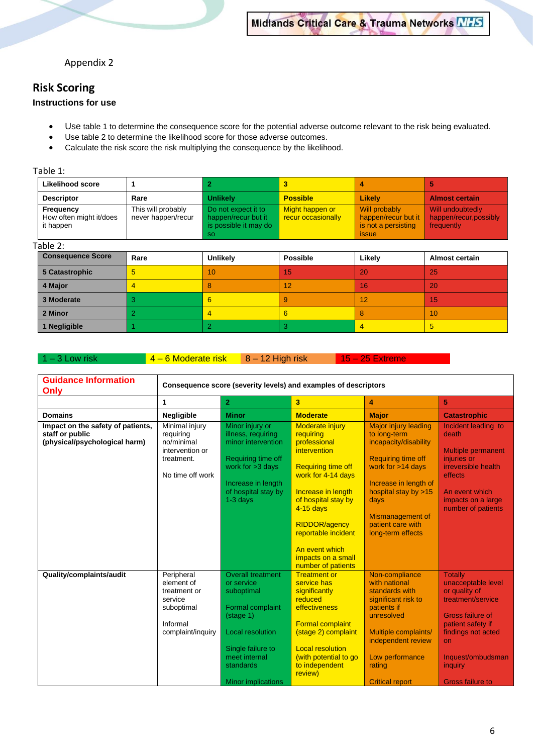Appendix 2

## Risk Scoring

**Instructions for use**

- Use table 1 to determine the consequence score for the potential adverse outcome relevant to the risk being evaluated.
- Use table 2 to determine the likelihood score for those adverse outcomes.
- Calculate the risk score the risk multiplying the consequence by the likelihood.

Table 1:

| **Likelihood score** | **1** | **2** | **3** | **4** | **5** |
|---|---|---|---|---|---|
| **Descriptor** | **Rare** | **Unlikely** | **Possible** | **Likely** | **Almost certain** |
| **Frequency** How often might it/does it happen | This will probably never happen/recur | Do not expect it to happen/recur but it is possible it may do so | Might happen or recur occasionally | Will probably happen/recur but it is not a persisting issue | Will undoubtedly happen/recur,possibly frequently |

Table 2:

| **Consequence Score** | **Rare** | **Unlikely** | **Possible** | **Likely** | **Almost certain** |
|---|---|---|---|---|---|
| **5 Catastrophic** | 5 | 10 | 15 | 20 | 25 |
| **4 Major** | 4 | 8 | 12 | 16 | 20 |
| **3 Moderate** | 3 | 6 | 9 | 12 | 15 |
| **2 Minor** | 2 | 4 | 6 | 8 | 10 |
| **1 Negligible** | 1 | 2 | 3 | 4 | 5 |

1 – 3 Low risk | 4 – 6 Moderate risk | 8 – 12 High risk | 15 – 25 Extreme

| **Guidance Information Only** | **Consequence score (severity levels) and examples of descriptors** | | | | |
|---|---|---|---|---|---|
| | **1** | **2** | **3** | **4** | **5** |
| **Domains** | **Negligible** | **Minor** | **Moderate** | **Major** | **Catastrophic** |
| **Impact on the safety of patients, staff or public (physical/psychological harm)** | Minimal injury requiring no/minimal intervention or treatment.<br><br>No time off work | Minor injury or illness, requiring minor intervention<br><br>Requiring time off work for >3 days<br><br>Increase in length of hospital stay by 1-3 days | Moderate injury requiring professional intervention<br><br>Requiring time off work for 4-14 days<br><br>Increase in length of hospital stay by 4-15 days<br><br>RIDDOR/agency reportable incident<br><br>An event which impacts on a small number of patients | Major injury leading to long-term incapacity/disability<br><br>Requiring time off work for >14 days<br><br>Increase in length of hospital stay by >15 days<br><br>Mismanagement of patient care with long-term effects | Incident leading to death<br><br>Multiple permanent injuries or irreversible health effects<br><br>An event which impacts on a large number of patients |
| **Quality/complaints/audit** | Peripheral element of treatment or service suboptimal<br><br>Informal complaint/inquiry | Overall treatment or service suboptimal<br><br>Formal complaint (stage 1)<br><br>Local resolution<br><br>Single failure to meet internal standards<br><br>Minor implications | Treatment or service has significantly reduced effectiveness<br><br>Formal complaint (stage 2) complaint<br><br>Local resolution (with potential to go to independent review) | Non-compliance with national standards with significant risk to patients if unresolved<br><br>Multiple complaints/ independent review<br><br>Low performance rating<br><br>Critical report | Totally unacceptable level or quality of treatment/service<br><br>Gross failure of patient safety if findings not acted on<br><br>Inquest/ombudsman inquiry<br><br>Gross failure to |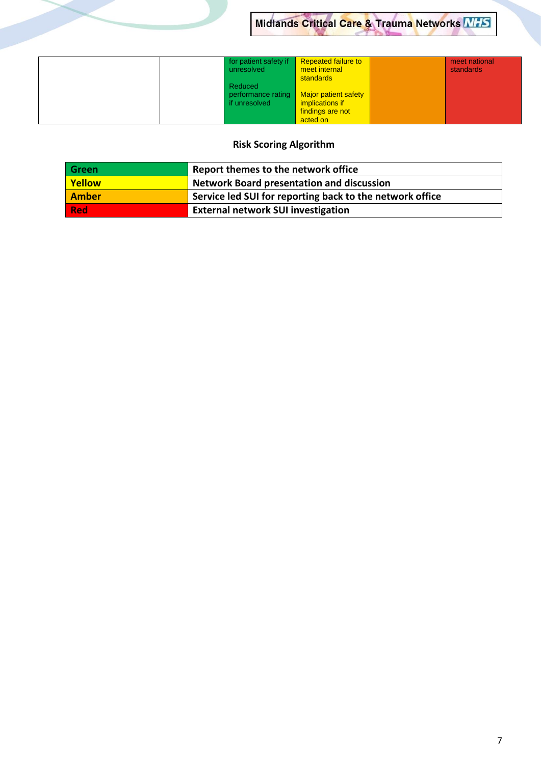| | | | | | |
|---|---|---|---|---|---|
| | | for patient safety if unresolved<br><br>Reduced performance rating if unresolved | Repeated failure to meet internal standards<br><br>Major patient safety implications if findings are not acted on | | meet national standards |

**Risk Scoring Algorithm**

| | |
|---|---|
| **Green** | **Report themes to the network office** |
| **Yellow** | **Network Board presentation and discussion** |
| **Amber** | **Service led SUI for reporting back to the network office** |
| **Red** | **External network SUI investigation** |